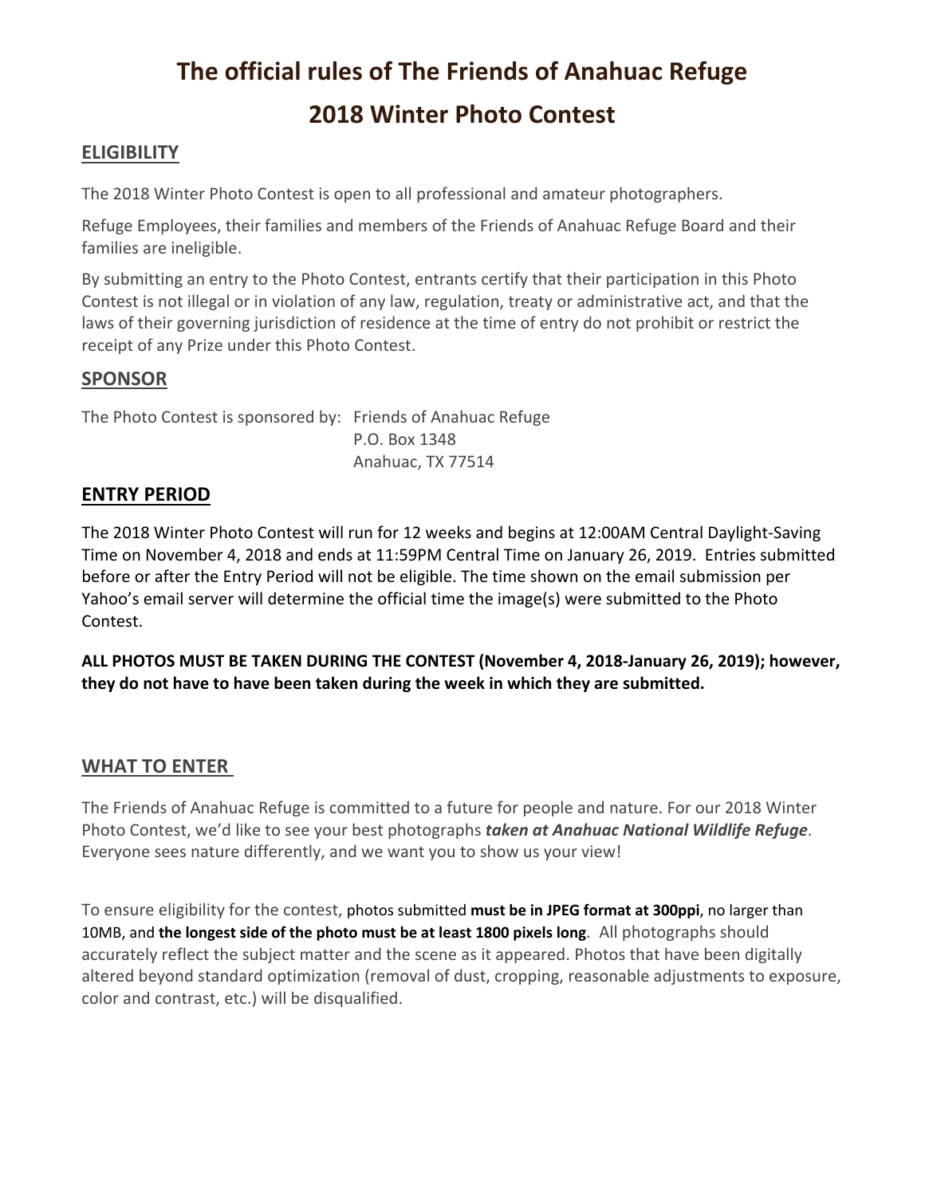# The official rules of The Friends of Anahuac Refuge

# 2018 Winter Photo Contest

## ELIGIBILITY

The 2018 Winter Photo Contest is open to all professional and amateur photographers.

Refuge Employees, their families and members of the Friends of Anahuac Refuge Board and their families are ineligible.

By submitting an entry to the Photo Contest, entrants certify that their participation in this Photo Contest is not illegal or in violation of any law, regulation, treaty or administrative act, and that the laws of their governing jurisdiction of residence at the time of entry do not prohibit or restrict the receipt of any Prize under this Photo Contest.

## SPONSOR

The Photo Contest is sponsored by: Friends of Anahuac Refuge
P.O. Box 1348
Anahuac, TX 77514

## ENTRY PERIOD

The 2018 Winter Photo Contest will run for 12 weeks and begins at 12:00AM Central Daylight-Saving Time on November 4, 2018 and ends at 11:59PM Central Time on January 26, 2019. Entries submitted before or after the Entry Period will not be eligible. The time shown on the email submission per Yahoo's email server will determine the official time the image(s) were submitted to the Photo Contest.

**ALL PHOTOS MUST BE TAKEN DURING THE CONTEST (November 4, 2018-January 26, 2019); however, they do not have to have been taken during the week in which they are submitted.**

## WHAT TO ENTER

The Friends of Anahuac Refuge is committed to a future for people and nature. For our 2018 Winter Photo Contest, we'd like to see your best photographs ***taken at Anahuac National Wildlife Refuge***. Everyone sees nature differently, and we want you to show us your view!

To ensure eligibility for the contest, photos submitted **must be in JPEG format at 300ppi**, no larger than 10MB, and **the longest side of the photo must be at least 1800 pixels long**. All photographs should accurately reflect the subject matter and the scene as it appeared. Photos that have been digitally altered beyond standard optimization (removal of dust, cropping, reasonable adjustments to exposure, color and contrast, etc.) will be disqualified.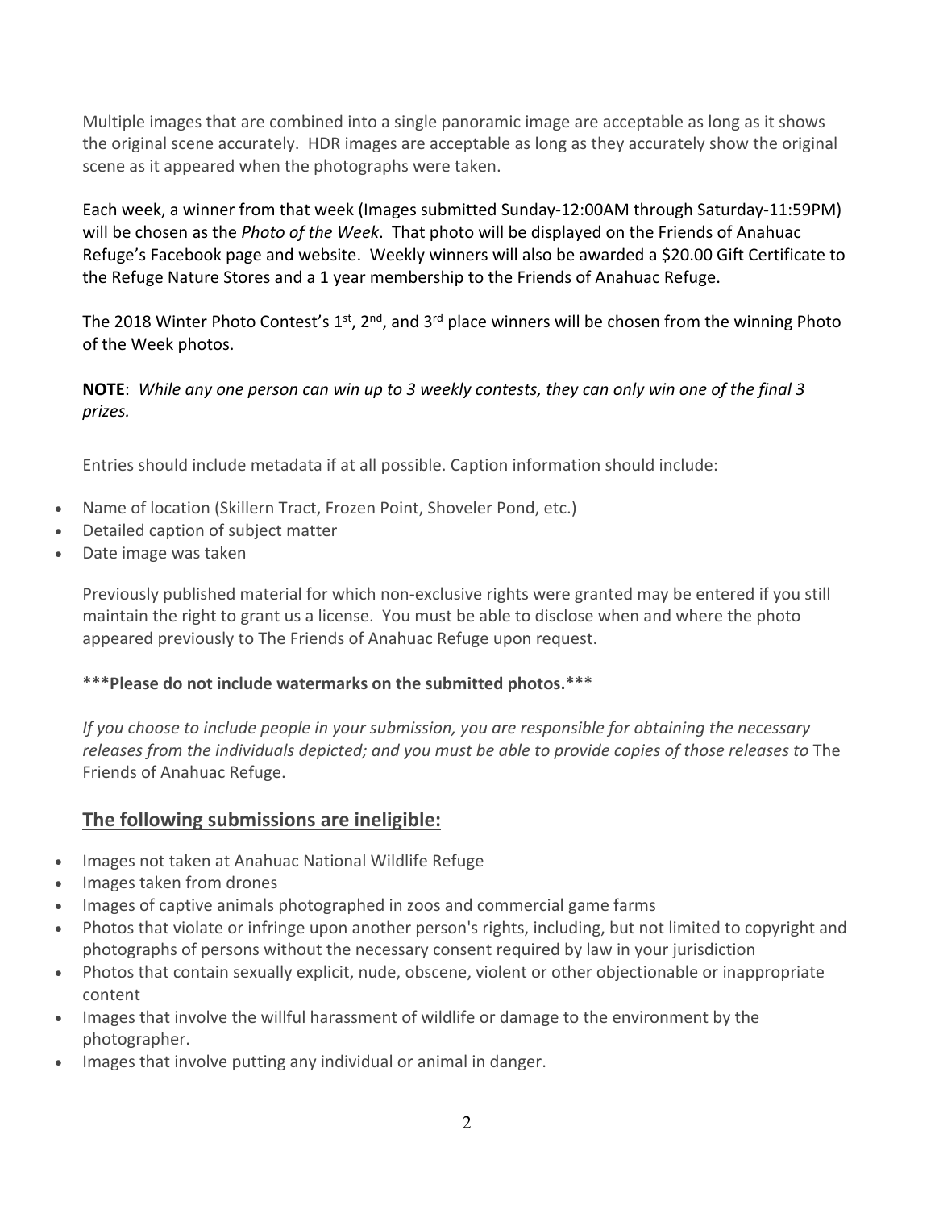Multiple images that are combined into a single panoramic image are acceptable as long as it shows the original scene accurately. HDR images are acceptable as long as they accurately show the original scene as it appeared when the photographs were taken.

Each week, a winner from that week (Images submitted Sunday-12:00AM through Saturday-11:59PM) will be chosen as the *Photo of the Week*. That photo will be displayed on the Friends of Anahuac Refuge's Facebook page and website. Weekly winners will also be awarded a $20.00 Gift Certificate to the Refuge Nature Stores and a 1 year membership to the Friends of Anahuac Refuge.

The 2018 Winter Photo Contest's 1st, 2nd, and 3rd place winners will be chosen from the winning Photo of the Week photos.

**NOTE**: *While any one person can win up to 3 weekly contests, they can only win one of the final 3 prizes.*

Entries should include metadata if at all possible. Caption information should include:

- Name of location (Skillern Tract, Frozen Point, Shoveler Pond, etc.)
- Detailed caption of subject matter
- Date image was taken

Previously published material for which non-exclusive rights were granted may be entered if you still maintain the right to grant us a license. You must be able to disclose when and where the photo appeared previously to The Friends of Anahuac Refuge upon request.

**\*\*\*Please do not include watermarks on the submitted photos.\*\*\***

*If you choose to include people in your submission, you are responsible for obtaining the necessary releases from the individuals depicted; and you must be able to provide copies of those releases to* The Friends of Anahuac Refuge.

## The following submissions are ineligible:

- Images not taken at Anahuac National Wildlife Refuge
- Images taken from drones
- Images of captive animals photographed in zoos and commercial game farms
- Photos that violate or infringe upon another person's rights, including, but not limited to copyright and photographs of persons without the necessary consent required by law in your jurisdiction
- Photos that contain sexually explicit, nude, obscene, violent or other objectionable or inappropriate content
- Images that involve the willful harassment of wildlife or damage to the environment by the photographer.
- Images that involve putting any individual or animal in danger.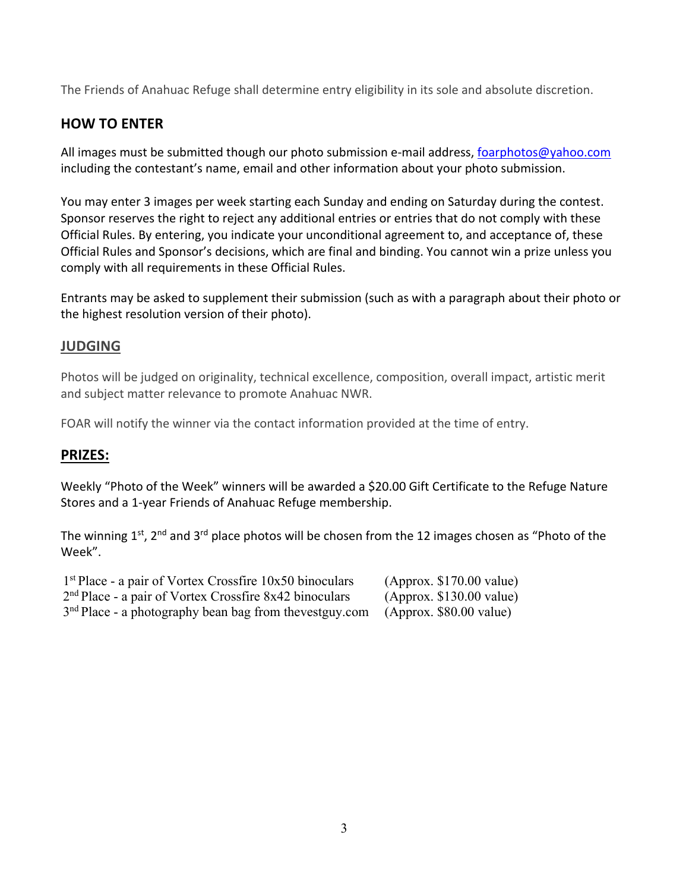The Friends of Anahuac Refuge shall determine entry eligibility in its sole and absolute discretion.

## HOW TO ENTER

All images must be submitted though our photo submission e-mail address, foarphotos@yahoo.com including the contestant's name, email and other information about your photo submission.

You may enter 3 images per week starting each Sunday and ending on Saturday during the contest. Sponsor reserves the right to reject any additional entries or entries that do not comply with these Official Rules. By entering, you indicate your unconditional agreement to, and acceptance of, these Official Rules and Sponsor's decisions, which are final and binding. You cannot win a prize unless you comply with all requirements in these Official Rules.

Entrants may be asked to supplement their submission (such as with a paragraph about their photo or the highest resolution version of their photo).

## JUDGING

Photos will be judged on originality, technical excellence, composition, overall impact, artistic merit and subject matter relevance to promote Anahuac NWR.

FOAR will notify the winner via the contact information provided at the time of entry.

## PRIZES:

Weekly "Photo of the Week" winners will be awarded a $20.00 Gift Certificate to the Refuge Nature Stores and a 1-year Friends of Anahuac Refuge membership.

The winning 1st, 2nd and 3rd place photos will be chosen from the 12 images chosen as "Photo of the Week".

| | |
|---|---|
| 1st Place - a pair of Vortex Crossfire 10x50 binoculars | (Approx. $170.00 value) |
| 2nd Place - a pair of Vortex Crossfire 8x42 binoculars | (Approx. $130.00 value) |
| 3rd Place - a photography bean bag from thevestguy.com | (Approx. $80.00 value) |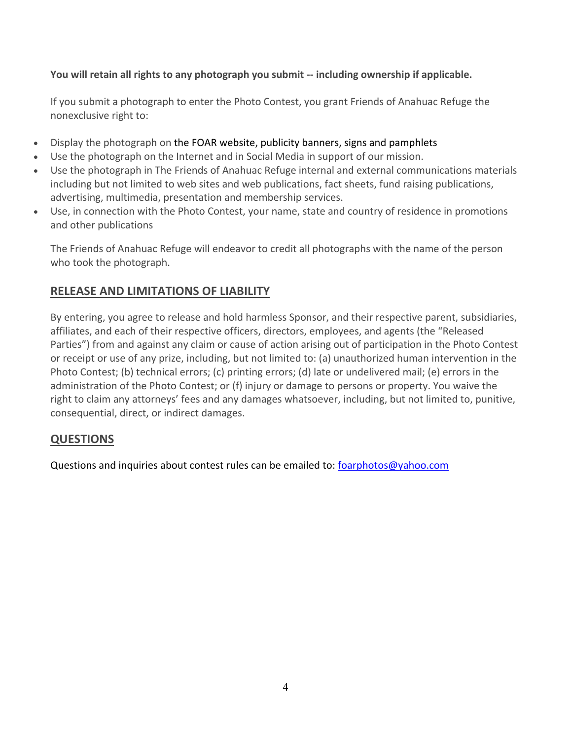**You will retain all rights to any photograph you submit -- including ownership if applicable.**

If you submit a photograph to enter the Photo Contest, you grant Friends of Anahuac Refuge the nonexclusive right to:

- Display the photograph on the FOAR website, publicity banners, signs and pamphlets
- Use the photograph on the Internet and in Social Media in support of our mission.
- Use the photograph in The Friends of Anahuac Refuge internal and external communications materials including but not limited to web sites and web publications, fact sheets, fund raising publications, advertising, multimedia, presentation and membership services.
- Use, in connection with the Photo Contest, your name, state and country of residence in promotions and other publications

The Friends of Anahuac Refuge will endeavor to credit all photographs with the name of the person who took the photograph.

## RELEASE AND LIMITATIONS OF LIABILITY

By entering, you agree to release and hold harmless Sponsor, and their respective parent, subsidiaries, affiliates, and each of their respective officers, directors, employees, and agents (the "Released Parties") from and against any claim or cause of action arising out of participation in the Photo Contest or receipt or use of any prize, including, but not limited to: (a) unauthorized human intervention in the Photo Contest; (b) technical errors; (c) printing errors; (d) late or undelivered mail; (e) errors in the administration of the Photo Contest; or (f) injury or damage to persons or property. You waive the right to claim any attorneys' fees and any damages whatsoever, including, but not limited to, punitive, consequential, direct, or indirect damages.

## QUESTIONS

Questions and inquiries about contest rules can be emailed to: foarphotos@yahoo.com